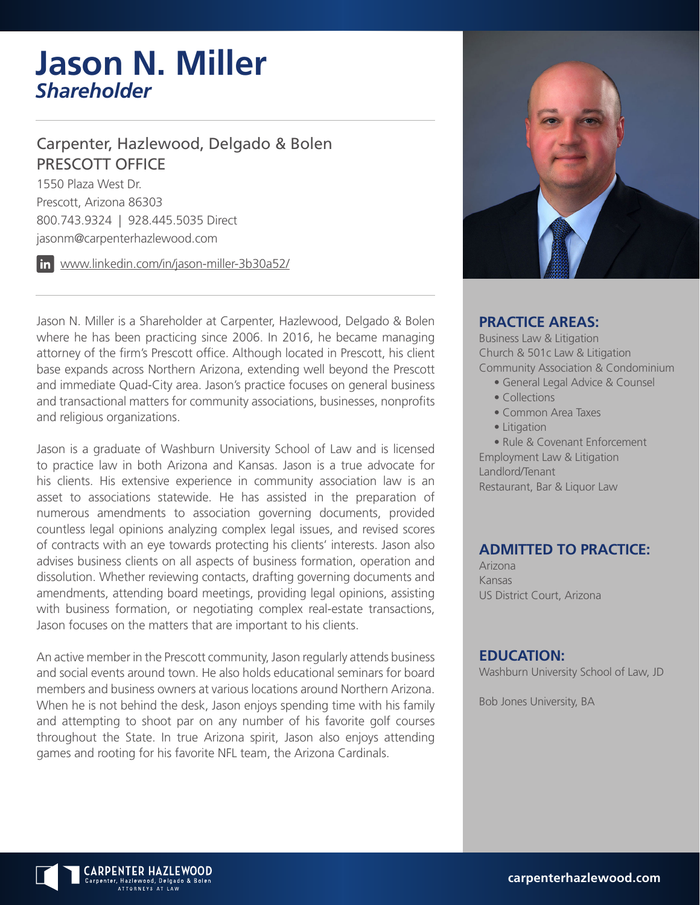# Jason N. Miller

***Shareholder***

Carpenter, Hazlewood, Delgado & Bolen
PRESCOTT OFFICE
1550 Plaza West Dr.
Prescott, Arizona 86303
800.743.9324 | 928.445.5035 Direct
jasonm@carpenterhazlewood.com

www.linkedin.com/in/jason-miller-3b30a52/

Jason N. Miller is a Shareholder at Carpenter, Hazlewood, Delgado & Bolen where he has been practicing since 2006. In 2016, he became managing attorney of the firm's Prescott office. Although located in Prescott, his client base expands across Northern Arizona, extending well beyond the Prescott and immediate Quad-City area. Jason's practice focuses on general business and transactional matters for community associations, businesses, nonprofits and religious organizations.

Jason is a graduate of Washburn University School of Law and is licensed to practice law in both Arizona and Kansas. Jason is a true advocate for his clients. His extensive experience in community association law is an asset to associations statewide. He has assisted in the preparation of numerous amendments to association governing documents, provided countless legal opinions analyzing complex legal issues, and revised scores of contracts with an eye towards protecting his clients' interests. Jason also advises business clients on all aspects of business formation, operation and dissolution. Whether reviewing contacts, drafting governing documents and amendments, attending board meetings, providing legal opinions, assisting with business formation, or negotiating complex real-estate transactions, Jason focuses on the matters that are important to his clients.

An active member in the Prescott community, Jason regularly attends business and social events around town. He also holds educational seminars for board members and business owners at various locations around Northern Arizona. When he is not behind the desk, Jason enjoys spending time with his family and attempting to shoot par on any number of his favorite golf courses throughout the State. In true Arizona spirit, Jason also enjoys attending games and rooting for his favorite NFL team, the Arizona Cardinals.

## PRACTICE AREAS:

Business Law & Litigation
Church & 501c Law & Litigation
Community Association & Condominium
- General Legal Advice & Counsel
- Collections
- Common Area Taxes
- Litigation
- Rule & Covenant Enforcement

Employment Law & Litigation
Landlord/Tenant
Restaurant, Bar & Liquor Law

## ADMITTED TO PRACTICE:

Arizona
Kansas
US District Court, Arizona

## EDUCATION:

Washburn University School of Law, JD

Bob Jones University, BA

CARPENTER HAZLEWOOD
Carpenter, Hazlewood, Delgado & Bolen
ATTORNEYS AT LAW

carpenterhazlewood.com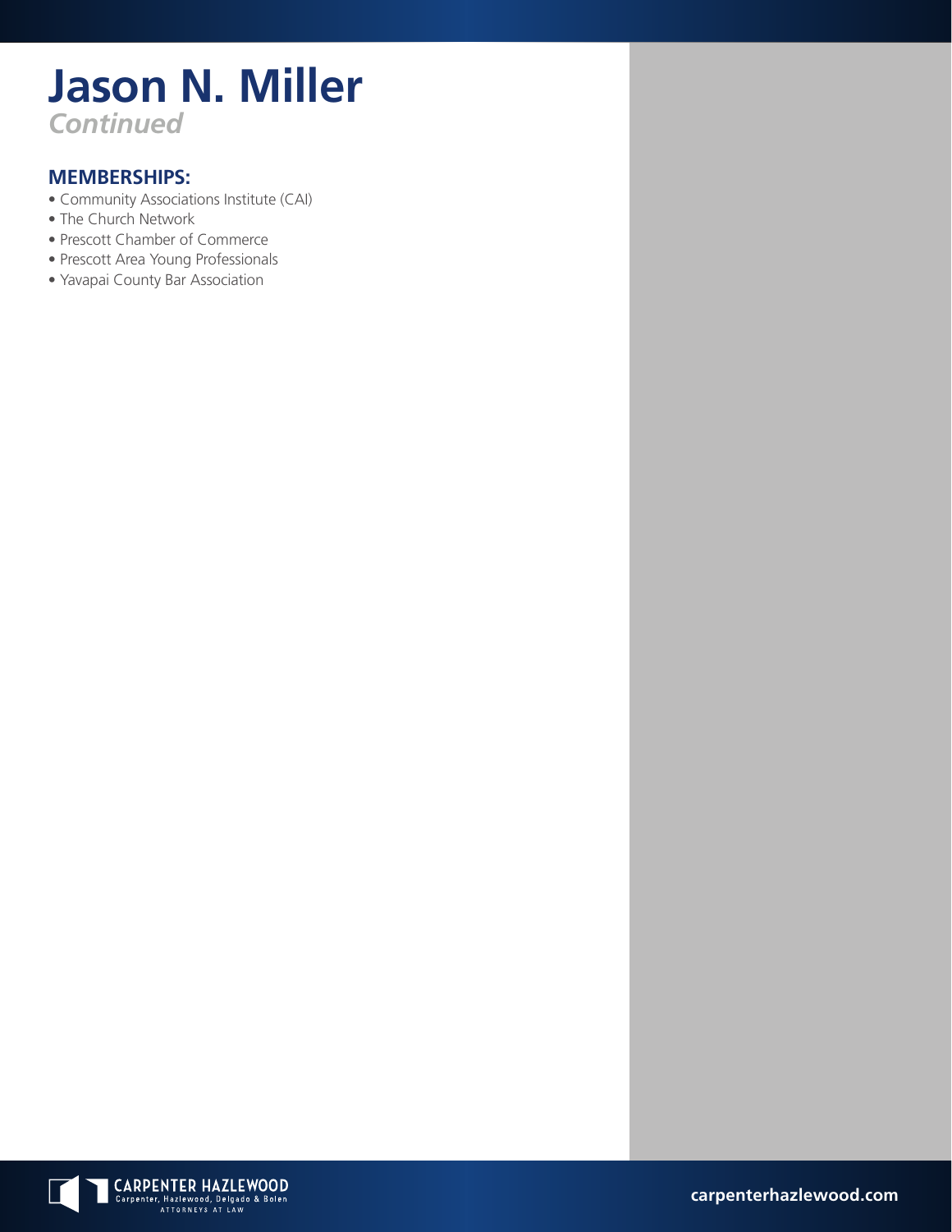# Jason N. Miller

*Continued*

## MEMBERSHIPS:

- Community Associations Institute (CAI)
- The Church Network
- Prescott Chamber of Commerce
- Prescott Area Young Professionals
- Yavapai County Bar Association